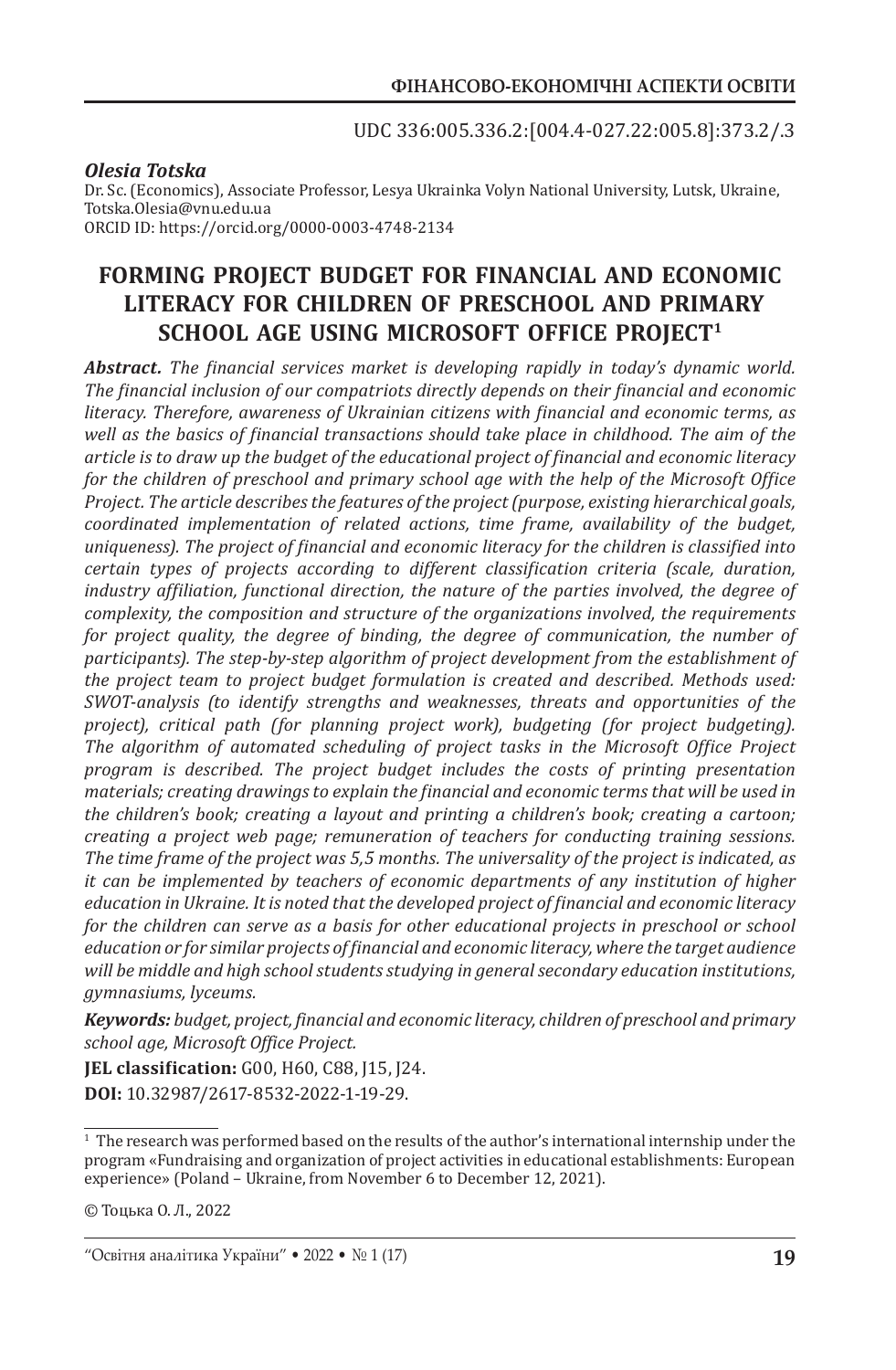UDC 336:005.336.2:[004.4-027.22:005.8]:373.2/.3

***Olesia Totska***
Dr. Sc. (Economics), Associate Professor, Lesya Ukrainka Volyn National University, Lutsk, Ukraine, Totska.Olesia@vnu.edu.ua
ORCID ID: https://orcid.org/0000-0003-4748-2134

# FORMING PROJECT BUDGET FOR FINANCIAL AND ECONOMIC LITERACY FOR CHILDREN OF PRESCHOOL AND PRIMARY SCHOOL AGE USING MICROSOFT OFFICE PROJECT[1]

***Abstract.*** *The financial services market is developing rapidly in today's dynamic world. The financial inclusion of our compatriots directly depends on their financial and economic literacy. Therefore, awareness of Ukrainian citizens with financial and economic terms, as well as the basics of financial transactions should take place in childhood. The aim of the article is to draw up the budget of the educational project of financial and economic literacy for the children of preschool and primary school age with the help of the Microsoft Office Project. The article describes the features of the project (purpose, existing hierarchical goals, coordinated implementation of related actions, time frame, availability of the budget, uniqueness). The project of financial and economic literacy for the children is classified into certain types of projects according to different classification criteria (scale, duration, industry affiliation, functional direction, the nature of the parties involved, the degree of complexity, the composition and structure of the organizations involved, the requirements for project quality, the degree of binding, the degree of communication, the number of participants). The step-by-step algorithm of project development from the establishment of the project team to project budget formulation is created and described. Methods used: SWOT-analysis (to identify strengths and weaknesses, threats and opportunities of the project), critical path (for planning project work), budgeting (for project budgeting). The algorithm of automated scheduling of project tasks in the Microsoft Office Project program is described. The project budget includes the costs of printing presentation materials; creating drawings to explain the financial and economic terms that will be used in the children's book; creating a layout and printing a children's book; creating a cartoon; creating a project web page; remuneration of teachers for conducting training sessions. The time frame of the project was 5,5 months. The universality of the project is indicated, as it can be implemented by teachers of economic departments of any institution of higher education in Ukraine. It is noted that the developed project of financial and economic literacy for the children can serve as a basis for other educational projects in preschool or school education or for similar projects of financial and economic literacy, where the target audience will be middle and high school students studying in general secondary education institutions, gymnasiums, lyceums.*

***Keywords:*** *budget, project, financial and economic literacy, children of preschool and primary school age, Microsoft Office Project.*

**JEL classification:** G00, H60, C88, J15, J24.

**DOI:** 10.32987/2617-8532-2022-1-19-29.

---

[1] The research was performed based on the results of the author's international internship under the program «Fundraising and organization of project activities in educational establishments: European experience» (Poland – Ukraine, from November 6 to December 12, 2021).

© Тоцька О. Л., 2022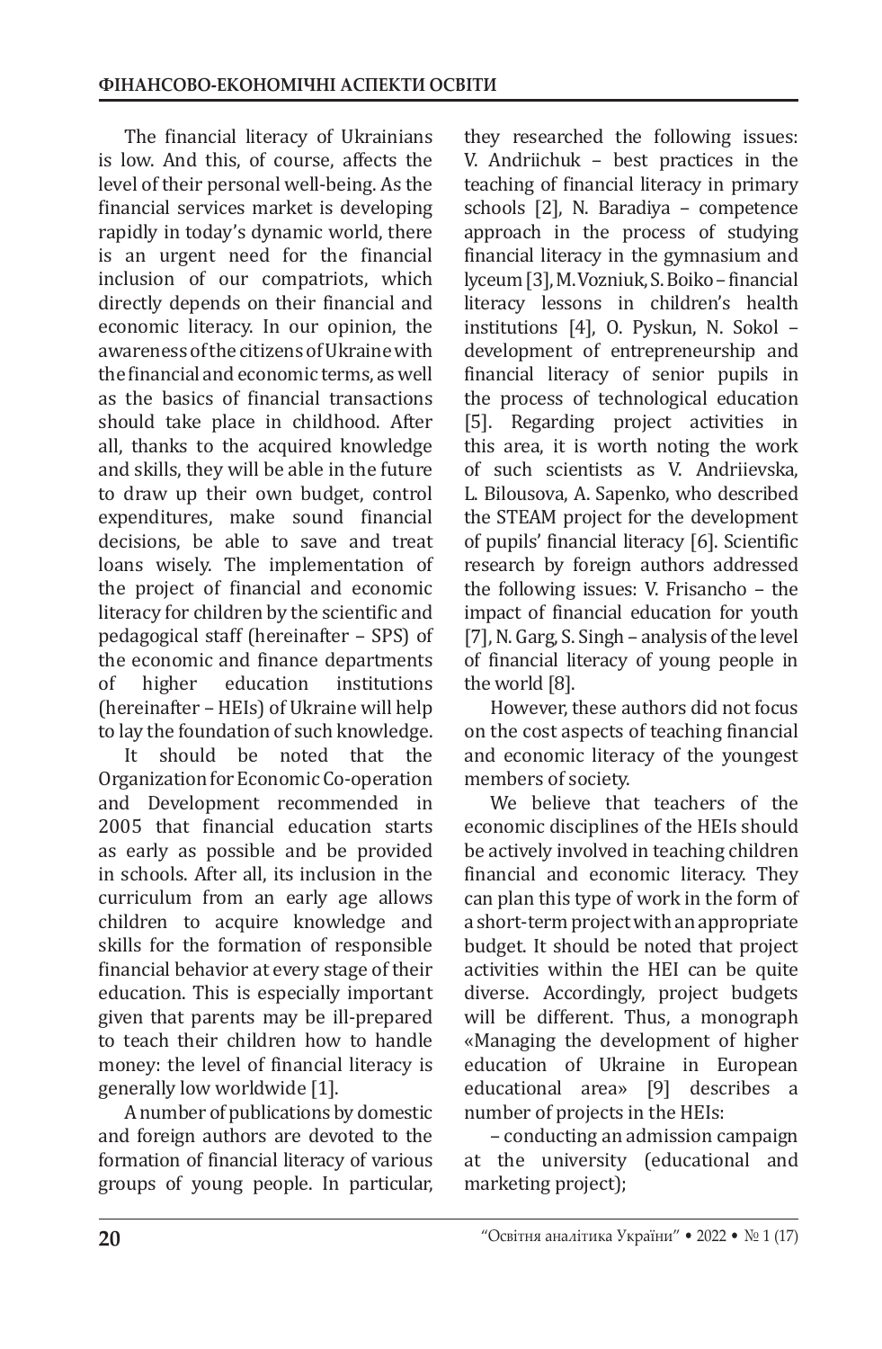The financial literacy of Ukrainians is low. And this, of course, affects the level of their personal well-being. As the financial services market is developing rapidly in today's dynamic world, there is an urgent need for the financial inclusion of our compatriots, which directly depends on their financial and economic literacy. In our opinion, the awareness of the citizens of Ukraine with the financial and economic terms, as well as the basics of financial transactions should take place in childhood. After all, thanks to the acquired knowledge and skills, they will be able in the future to draw up their own budget, control expenditures, make sound financial decisions, be able to save and treat loans wisely. The implementation of the project of financial and economic literacy for children by the scientific and pedagogical staff (hereinafter – SPS) of the economic and finance departments of higher education institutions (hereinafter – HEIs) of Ukraine will help to lay the foundation of such knowledge.

It should be noted that the Organization for Economic Co-operation and Development recommended in 2005 that financial education starts as early as possible and be provided in schools. After all, its inclusion in the curriculum from an early age allows children to acquire knowledge and skills for the formation of responsible financial behavior at every stage of their education. This is especially important given that parents may be ill-prepared to teach their children how to handle money: the level of financial literacy is generally low worldwide [1].

A number of publications by domestic and foreign authors are devoted to the formation of financial literacy of various groups of young people. In particular, they researched the following issues: V. Andriichuk – best practices in the teaching of financial literacy in primary schools [2], N. Baradiya – competence approach in the process of studying financial literacy in the gymnasium and lyceum [3], M. Vozniuk, S. Boiko – financial literacy lessons in children's health institutions [4], O. Pyskun, N. Sokol – development of entrepreneurship and financial literacy of senior pupils in the process of technological education [5]. Regarding project activities in this area, it is worth noting the work of such scientists as V. Andriievska, L. Bilousova, A. Sapenko, who described the STEAM project for the development of pupils' financial literacy [6]. Scientific research by foreign authors addressed the following issues: V. Frisancho – the impact of financial education for youth [7], N. Garg, S. Singh – analysis of the level of financial literacy of young people in the world [8].

However, these authors did not focus on the cost aspects of teaching financial and economic literacy of the youngest members of society.

We believe that teachers of the economic disciplines of the HEIs should be actively involved in teaching children financial and economic literacy. They can plan this type of work in the form of a short-term project with an appropriate budget. It should be noted that project activities within the HEI can be quite diverse. Accordingly, project budgets will be different. Thus, a monograph «Managing the development of higher education of Ukraine in European educational area» [9] describes a number of projects in the HEIs:

– conducting an admission campaign at the university (educational and marketing project);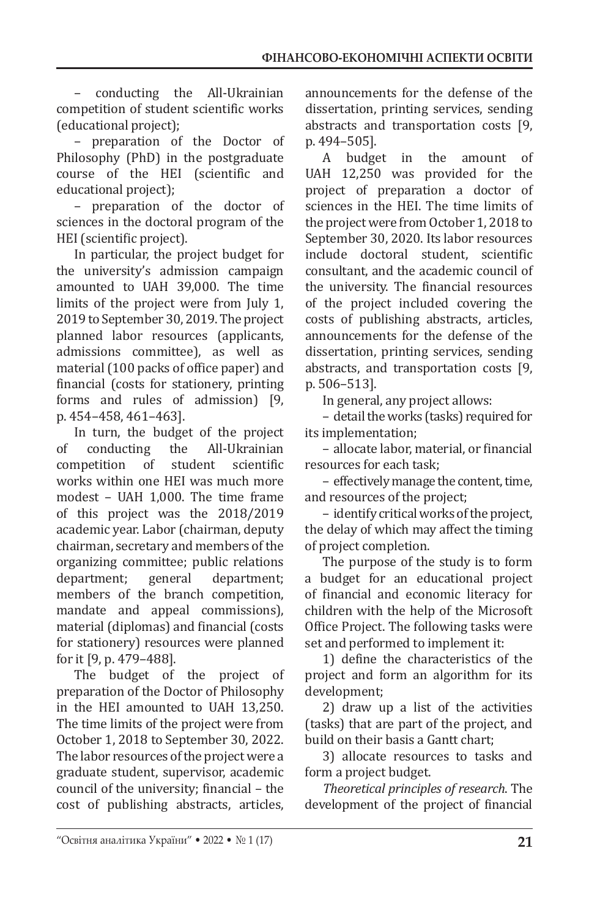– conducting the All-Ukrainian competition of student scientific works (educational project);

– preparation of the Doctor of Philosophy (PhD) in the postgraduate course of the HEI (scientific and educational project);

– preparation of the doctor of sciences in the doctoral program of the HEI (scientific project).

In particular, the project budget for the university's admission campaign amounted to UAH 39,000. The time limits of the project were from July 1, 2019 to September 30, 2019. The project planned labor resources (applicants, admissions committee), as well as material (100 packs of office paper) and financial (costs for stationery, printing forms and rules of admission) [9, p. 454–458, 461–463].

In turn, the budget of the project of conducting the All-Ukrainian competition of student scientific works within one HEI was much more modest – UAH 1,000. The time frame of this project was the 2018/2019 academic year. Labor (chairman, deputy chairman, secretary and members of the organizing committee; public relations department; general department; members of the branch competition, mandate and appeal commissions), material (diplomas) and financial (costs for stationery) resources were planned for it [9, p. 479–488].

The budget of the project of preparation of the Doctor of Philosophy in the HEI amounted to UAH 13,250. The time limits of the project were from October 1, 2018 to September 30, 2022. The labor resources of the project were a graduate student, supervisor, academic council of the university; financial – the cost of publishing abstracts, articles, announcements for the defense of the dissertation, printing services, sending abstracts and transportation costs [9, p. 494–505].

A budget in the amount of UAH 12,250 was provided for the project of preparation a doctor of sciences in the HEI. The time limits of the project were from October 1, 2018 to September 30, 2020. Its labor resources include doctoral student, scientific consultant, and the academic council of the university. The financial resources of the project included covering the costs of publishing abstracts, articles, announcements for the defense of the dissertation, printing services, sending abstracts, and transportation costs [9, p. 506–513].

In general, any project allows:

– detail the works (tasks) required for its implementation;

– allocate labor, material, or financial resources for each task;

– effectively manage the content, time, and resources of the project;

– identify critical works of the project, the delay of which may affect the timing of project completion.

The purpose of the study is to form a budget for an educational project of financial and economic literacy for children with the help of the Microsoft Office Project. The following tasks were set and performed to implement it:

1) define the characteristics of the project and form an algorithm for its development;

2) draw up a list of the activities (tasks) that are part of the project, and build on their basis a Gantt chart;

3) allocate resources to tasks and form a project budget.

*Theoretical principles of research*. The development of the project of financial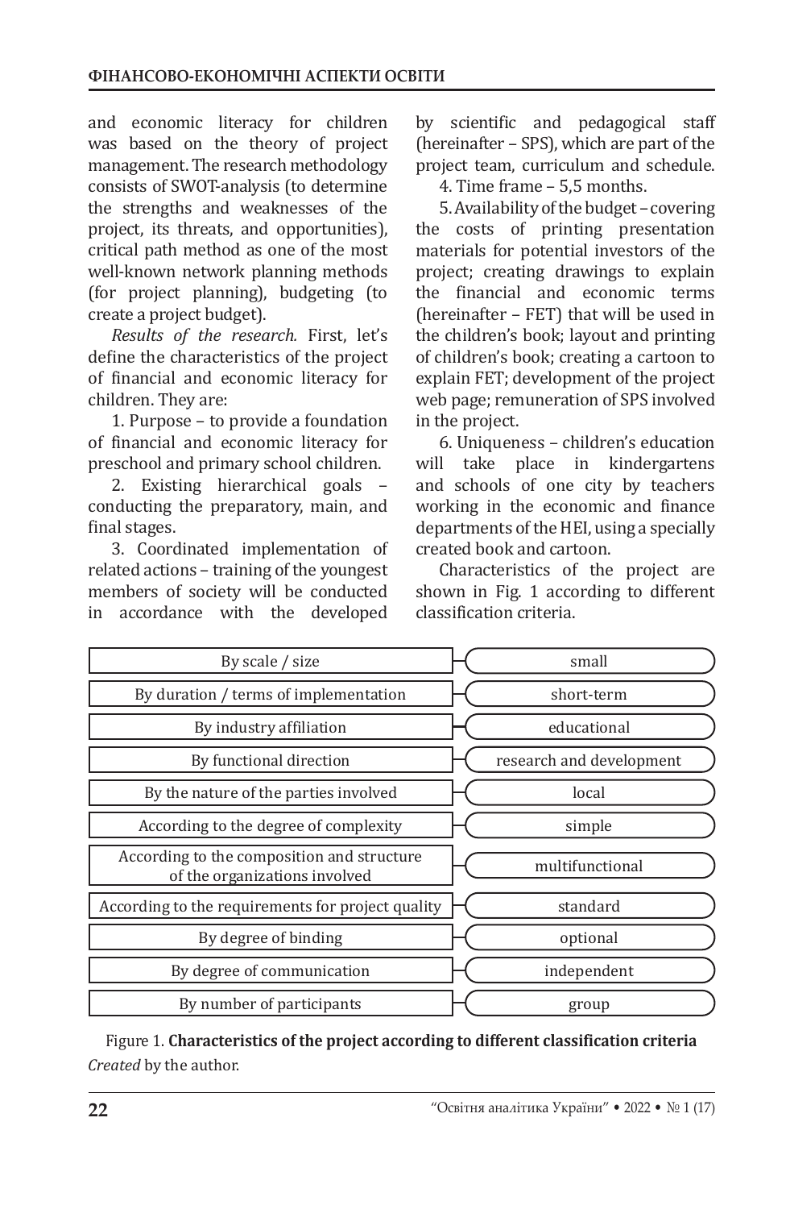and economic literacy for children was based on the theory of project management. The research methodology consists of SWOT-analysis (to determine the strengths and weaknesses of the project, its threats, and opportunities), critical path method as one of the most well-known network planning methods (for project planning), budgeting (to create a project budget).

*Results of the research.* First, let's define the characteristics of the project of financial and economic literacy for children. They are:

1. Purpose – to provide a foundation of financial and economic literacy for preschool and primary school children.
2. Existing hierarchical goals – conducting the preparatory, main, and final stages.
3. Coordinated implementation of related actions – training of the youngest members of society will be conducted in accordance with the developed by scientific and pedagogical staff (hereinafter – SPS), which are part of the project team, curriculum and schedule.
4. Time frame – 5,5 months.
5. Availability of the budget – covering the costs of printing presentation materials for potential investors of the project; creating drawings to explain the financial and economic terms (hereinafter – FET) that will be used in the children's book; layout and printing of children's book; creating a cartoon to explain FET; development of the project web page; remuneration of SPS involved in the project.
6. Uniqueness – children's education will take place in kindergartens and schools of one city by teachers working in the economic and finance departments of the HEI, using a specially created book and cartoon.

Characteristics of the project are shown in Fig. 1 according to different classification criteria.

| Criterion | Characteristic |
|---|---|
| By scale / size | small |
| By duration / terms of implementation | short-term |
| By industry affiliation | educational |
| By functional direction | research and development |
| By the nature of the parties involved | local |
| According to the degree of complexity | simple |
| According to the composition and structure of the organizations involved | multifunctional |
| According to the requirements for project quality | standard |
| By degree of binding | optional |
| By degree of communication | independent |
| By number of participants | group |

Figure 1. **Characteristics of the project according to different classification criteria**
*Created* by the author.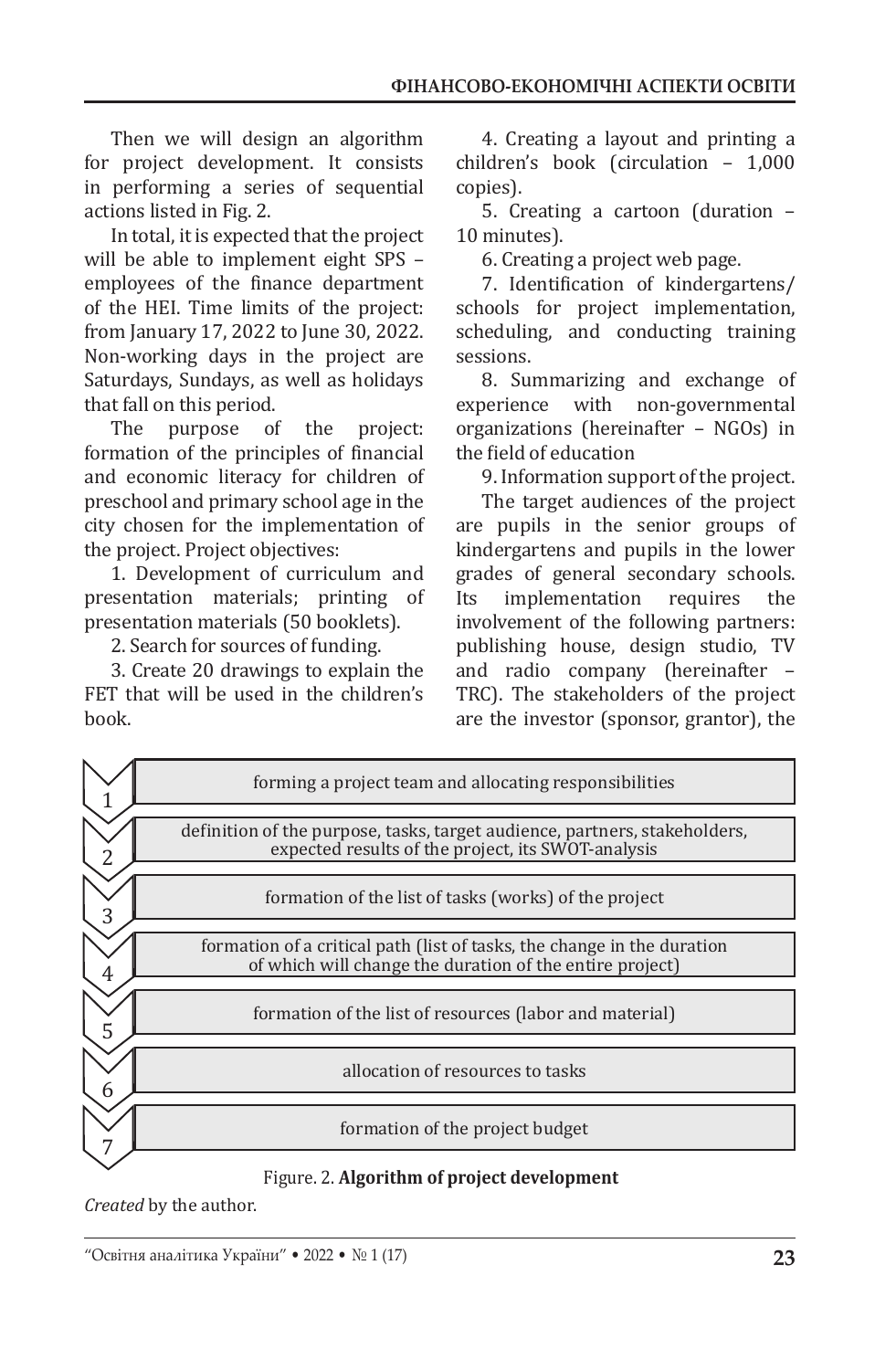Then we will design an algorithm for project development. It consists in performing a series of sequential actions listed in Fig. 2.

In total, it is expected that the project will be able to implement eight SPS – employees of the finance department of the HEI. Time limits of the project: from January 17, 2022 to June 30, 2022. Non-working days in the project are Saturdays, Sundays, as well as holidays that fall on this period.

The purpose of the project: formation of the principles of financial and economic literacy for children of preschool and primary school age in the city chosen for the implementation of the project. Project objectives:

1. Development of curriculum and presentation materials; printing of presentation materials (50 booklets).
2. Search for sources of funding.
3. Create 20 drawings to explain the FET that will be used in the children's book.
4. Creating a layout and printing a children's book (circulation – 1,000 copies).
5. Creating a cartoon (duration – 10 minutes).
6. Creating a project web page.
7. Identification of kindergartens/schools for project implementation, scheduling, and conducting training sessions.
8. Summarizing and exchange of experience with non-governmental organizations (hereinafter – NGOs) in the field of education
9. Information support of the project.

The target audiences of the project are pupils in the senior groups of kindergartens and pupils in the lower grades of general secondary schools. Its implementation requires the involvement of the following partners: publishing house, design studio, TV and radio company (hereinafter – TRC). The stakeholders of the project are the investor (sponsor, grantor), the

1. forming a project team and allocating responsibilities
2. definition of the purpose, tasks, target audience, partners, stakeholders, expected results of the project, its SWOT-analysis
3. formation of the list of tasks (works) of the project
4. formation of a critical path (list of tasks, the change in the duration of which will change the duration of the entire project)
5. formation of the list of resources (labor and material)
6. allocation of resources to tasks
7. formation of the project budget

Figure. 2. **Algorithm of project development**

*Created* by the author.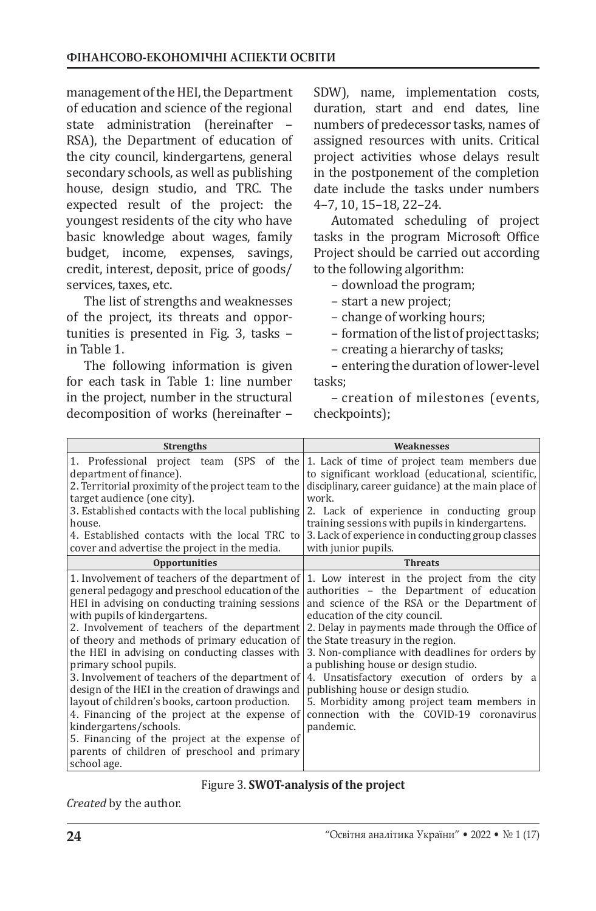management of the HEI, the Department of education and science of the regional state administration (hereinafter – RSA), the Department of education of the city council, kindergartens, general secondary schools, as well as publishing house, design studio, and TRC. The expected result of the project: the youngest residents of the city who have basic knowledge about wages, family budget, income, expenses, savings, credit, interest, deposit, price of goods/services, taxes, etc.

The list of strengths and weaknesses of the project, its threats and opportunities is presented in Fig. 3, tasks – in Table 1.

The following information is given for each task in Table 1: line number in the project, number in the structural decomposition of works (hereinafter – SDW), name, implementation costs, duration, start and end dates, line numbers of predecessor tasks, names of assigned resources with units. Critical project activities whose delays result in the postponement of the completion date include the tasks under numbers 4–7, 10, 15–18, 22–24.

Automated scheduling of project tasks in the program Microsoft Office Project should be carried out according to the following algorithm:

- download the program;
- start a new project;
- change of working hours;
- formation of the list of project tasks;
- creating a hierarchy of tasks;
- entering the duration of lower-level tasks;
- creation of milestones (events, checkpoints);

| Strengths | Weaknesses |
|---|---|
| 1. Professional project team (SPS of the department of finance).<br>2. Territorial proximity of the project team to the target audience (one city).<br>3. Established contacts with the local publishing house.<br>4. Established contacts with the local TRC to cover and advertise the project in the media. | 1. Lack of time of project team members due to significant workload (educational, scientific, disciplinary, career guidance) at the main place of work.<br>2. Lack of experience in conducting group training sessions with pupils in kindergartens.<br>3. Lack of experience in conducting group classes with junior pupils. |
| **Opportunities** | **Threats** |
| 1. Involvement of teachers of the department of general pedagogy and preschool education of the HEI in advising on conducting training sessions with pupils of kindergartens.<br>2. Involvement of teachers of the department of theory and methods of primary education of the HEI in advising on conducting classes with primary school pupils.<br>3. Involvement of teachers of the department of design of the HEI in the creation of drawings and layout of children's books, cartoon production.<br>4. Financing of the project at the expense of kindergartens/schools.<br>5. Financing of the project at the expense of parents of children of preschool and primary school age. | 1. Low interest in the project from the city authorities – the Department of education and science of the RSA or the Department of education of the city council.<br>2. Delay in payments made through the Office of the State treasury in the region.<br>3. Non-compliance with deadlines for orders by a publishing house or design studio.<br>4. Unsatisfactory execution of orders by a publishing house or design studio.<br>5. Morbidity among project team members in connection with the COVID-19 coronavirus pandemic. |

Figure 3. **SWOT-analysis of the project**

*Created* by the author.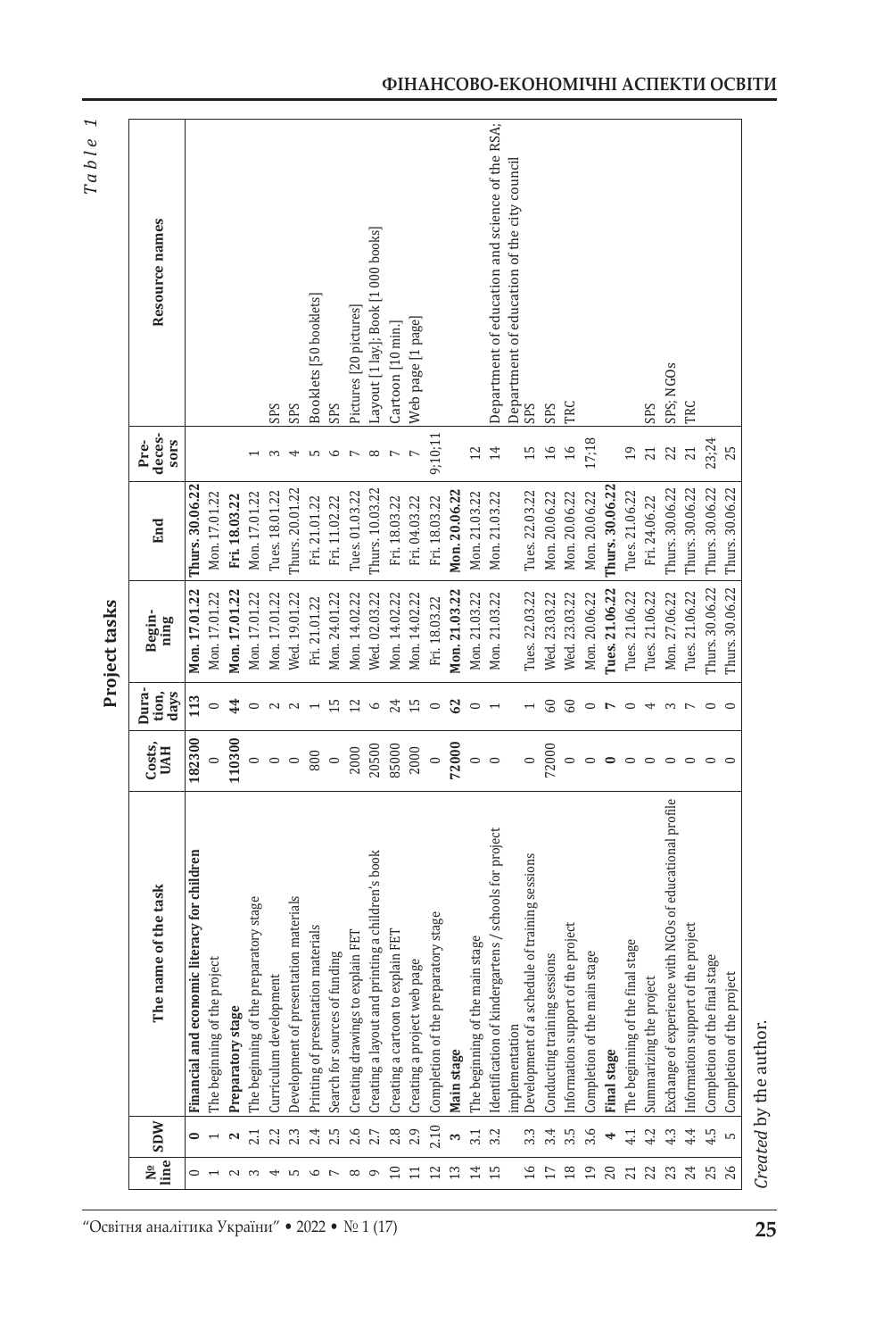*Table 1*

**Project tasks**

| № line | SDW | The name of the task | Costs, UAH | Duration, days | Beginning | End | Predecessors | Resource names |
|---|---|---|---|---|---|---|---|---|
| 0 | **0** | **Financial and economic literacy for children** | **182300** | **113** | **Mon. 17.01.22** | **Thurs. 30.06.22** | | |
| 1 | 1 | The beginning of the project | 0 | 0 | Mon. 17.01.22 | Mon. 17.01.22 | | |
| 2 | **2** | **Preparatory stage** | **110300** | **44** | **Mon. 17.01.22** | **Fri. 18.03.22** | | |
| 3 | 2.1 | The beginning of the preparatory stage | 0 | 0 | Mon. 17.01.22 | Mon. 17.01.22 | 1 | |
| 4 | 2.2 | Curriculum development | 0 | 2 | Mon. 17.01.22 | Tues. 18.01.22 | 3 | SPS |
| 5 | 2.3 | Development of presentation materials | 0 | 2 | Wed. 19.01.22 | Thurs. 20.01.22 | 4 | SPS |
| 6 | 2.4 | Printing of presentation materials | 800 | 1 | Fri. 21.01.22 | Fri. 21.01.22 | 5 | Booklets [50 booklets] |
| 7 | 2.5 | Search for sources of funding | 0 | 15 | Mon. 24.01.22 | Fri. 11.02.22 | 6 | SPS |
| 8 | 2.6 | Creating drawings to explain FET | 2000 | 12 | Mon. 14.02.22 | Tues. 01.03.22 | 7 | Pictures [20 pictures] |
| 9 | 2.7 | Creating a layout and printing a children's book | 20500 | 6 | Wed. 02.03.22 | Thurs. 10.03.22 | 8 | Layout [1 lay.]; Book [1 000 books] |
| 10 | 2.8 | Creating a cartoon to explain FET | 85000 | 24 | Mon. 14.02.22 | Fri. 18.03.22 | 7 | Cartoon [10 min.] |
| 11 | 2.9 | Creating a project web page | 2000 | 15 | Mon. 14.02.22 | Fri. 04.03.22 | 7 | Web page [1 page] |
| 12 | 2.10 | Completion of the preparatory stage | 0 | 0 | Fri. 18.03.22 | Fri. 18.03.22 | 9;10;11 | |
| 13 | **3** | **Main stage** | **72000** | **62** | **Mon. 21.03.22** | **Mon. 20.06.22** | | |
| 14 | 3.1 | The beginning of the main stage | 0 | 0 | Mon. 21.03.22 | Mon. 21.03.22 | 12 | |
| 15 | 3.2 | Identification of kindergartens / schools for project implementation | 0 | 1 | Mon. 21.03.22 | Mon. 21.03.22 | 14 | Department of education and science of the RSA; Department of education of the city council |
| 16 | 3.3 | Development of a schedule of training sessions | 0 | 1 | Tues. 22.03.22 | Tues. 22.03.22 | 15 | SPS |
| 17 | 3.4 | Conducting training sessions | 72000 | 60 | Wed. 23.03.22 | Mon. 20.06.22 | 16 | SPS |
| 18 | 3.5 | Information support of the project | 0 | 60 | Wed. 23.03.22 | Mon. 20.06.22 | 16 | TRC |
| 19 | 3.6 | Completion of the main stage | 0 | 0 | Mon. 20.06.22 | Mon. 20.06.22 | 17;18 | |
| 20 | **4** | **Final stage** | **0** | **7** | **Tues. 21.06.22** | **Thurs. 30.06.22** | | |
| 21 | 4.1 | The beginning of the final stage | 0 | 0 | Tues. 21.06.22 | Tues. 21.06.22 | 19 | |
| 22 | 4.2 | Summarizing the project | 0 | 4 | Tues. 21.06.22 | Fri. 24.06.22 | 21 | SPS |
| 23 | 4.3 | Exchange of experience with NGOs of educational profile | 0 | 3 | Mon. 27.06.22 | Thurs. 30.06.22 | 22 | SPS; NGOs |
| 24 | 4.4 | Information support of the project | 0 | 7 | Tues. 21.06.22 | Thurs. 30.06.22 | 21 | TRC |
| 25 | 4.5 | Completion of the final stage | 0 | 0 | Thurs. 30.06.22 | Thurs. 30.06.22 | 23;24 | |
| 26 | 5 | Completion of the project | 0 | 0 | Thurs. 30.06.22 | Thurs. 30.06.22 | 25 | |

*Created* by the author.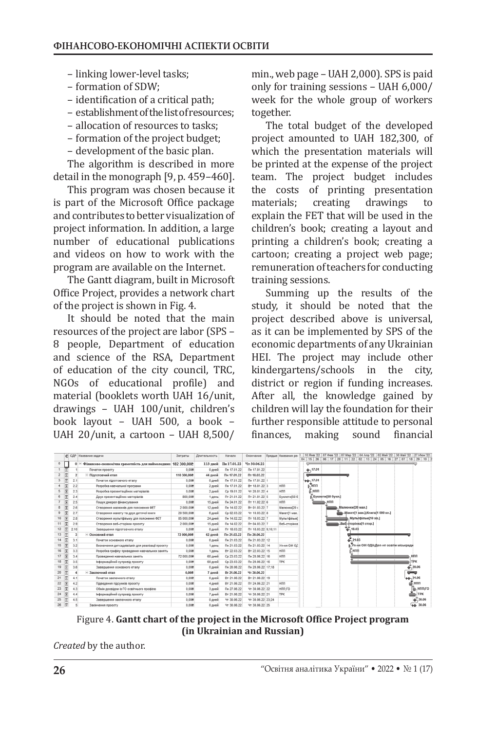– linking lower-level tasks;
– formation of SDW;
– identification of a critical path;
– establishment of the list of resources;
– allocation of resources to tasks;
– formation of the project budget;
– development of the basic plan.

The algorithm is described in more detail in the monograph [9, p. 459–460].

This program was chosen because it is part of the Microsoft Office package and contributes to better visualization of project information. In addition, a large number of educational publications and videos on how to work with the program are available on the Internet.

The Gantt diagram, built in Microsoft Office Project, provides a network chart of the project is shown in Fig. 4.

It should be noted that the main resources of the project are labor (SPS – 8 people, Department of education and science of the RSA, Department of education of the city council, TRC, NGOs of educational profile) and material (booklets worth UAH 16/unit, drawings – UAH 100/unit, children's book layout – UAH 500, a book – UAH 20/unit, a cartoon – UAH 8,500/min., web page – UAH 2,000). SPS is paid only for training sessions – UAH 6,000/week for the whole group of workers together.

The total budget of the developed project amounted to UAH 182,300, of which the presentation materials will be printed at the expense of the project team. The project budget includes the costs of printing presentation materials; creating drawings to explain the FET that will be used in the children's book; creating a layout and printing a children's book; creating a cartoon; creating a project web page; remuneration of teachers for conducting training sessions.

Summing up the results of the study, it should be noted that the project described above is universal, as it can be implemented by SPS of the economic departments of any Ukrainian HEI. The project may include other kindergartens/schools in the city, district or region if funding increases. After all, the knowledge gained by children will lay the foundation for their further responsible attitude to personal finances, making sound financial

Figure 4. **Gantt chart of the project in the Microsoft Office Project program (in Ukrainian and Russian)**

*Created* by the author.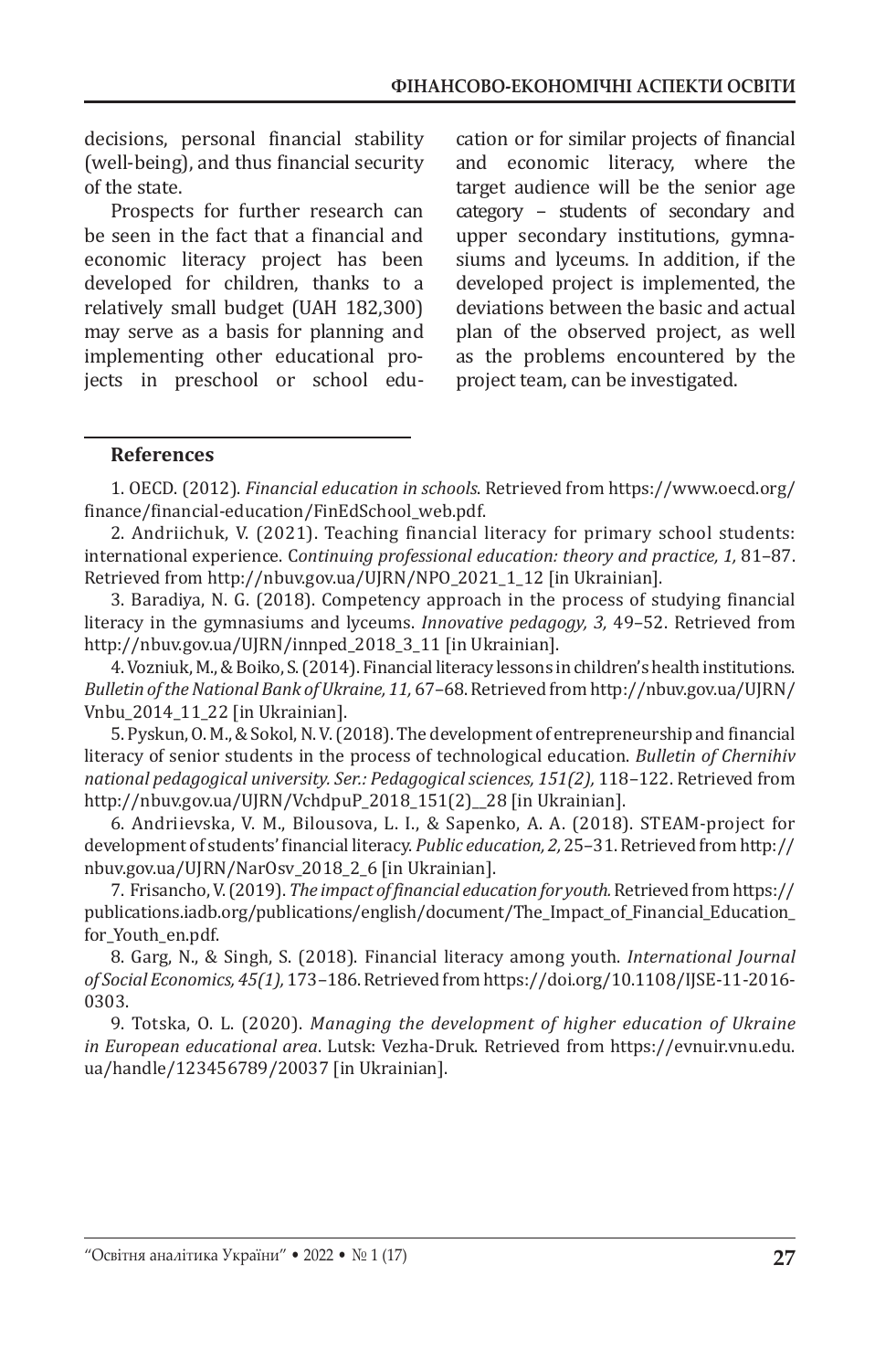decisions, personal financial stability (well-being), and thus financial security of the state.

Prospects for further research can be seen in the fact that a financial and economic literacy project has been developed for children, thanks to a relatively small budget (UAH 182,300) may serve as a basis for planning and implementing other educational projects in preschool or school education or for similar projects of financial and economic literacy, where the target audience will be the senior age category – students of secondary and upper secondary institutions, gymnasiums and lyceums. In addition, if the developed project is implemented, the deviations between the basic and actual plan of the observed project, as well as the problems encountered by the project team, can be investigated.

## References

1. OECD. (2012). *Financial education in schools*. Retrieved from https://www.oecd.org/finance/financial-education/FinEdSchool_web.pdf.

2. Andriichuk, V. (2021). Teaching financial literacy for primary school students: international experience. C*ontinuing professional education: theory and practice, 1,* 81–87. Retrieved from http://nbuv.gov.ua/UJRN/NPO_2021_1_12 [in Ukrainian].

3. Baradiya, N. G. (2018). Competency approach in the process of studying financial literacy in the gymnasiums and lyceums. *Innovative pedagogy, 3,* 49–52. Retrieved from http://nbuv.gov.ua/UJRN/innped_2018_3_11 [in Ukrainian].

4. Vozniuk, M., & Boiko, S. (2014). Financial literacy lessons in children's health institutions. *Bulletin of the National Bank of Ukraine, 11,* 67–68. Retrieved from http://nbuv.gov.ua/UJRN/Vnbu_2014_11_22 [in Ukrainian].

5. Pyskun, O. M., & Sokol, N. V. (2018). The development of entrepreneurship and financial literacy of senior students in the process of technological education. *Bulletin of Chernihiv national pedagogical university. Ser.: Pedagogical sciences, 151(2),* 118–122. Retrieved from http://nbuv.gov.ua/UJRN/VchdpuP_2018_151(2)__28 [in Ukrainian].

6. Andriievska, V. M., Bilousova, L. I., & Sapenko, A. A. (2018). STEAM-project for development of students' financial literacy. *Public education, 2,* 25–31. Retrieved from http://nbuv.gov.ua/UJRN/NarOsv_2018_2_6 [in Ukrainian].

7. Frisancho, V. (2019). *The impact of financial education for youth.* Retrieved from https://publications.iadb.org/publications/english/document/The_Impact_of_Financial_Education_for_Youth_en.pdf.

8. Garg, N., & Singh, S. (2018). Financial literacy among youth. *International Journal of Social Economics, 45(1),* 173–186. Retrieved from https://doi.org/10.1108/IJSE-11-2016-0303.

9. Totska, O. L. (2020). *Managing the development of higher education of Ukraine in European educational area*. Lutsk: Vezha-Druk. Retrieved from https://evnuir.vnu.edu.ua/handle/123456789/20037 [in Ukrainian].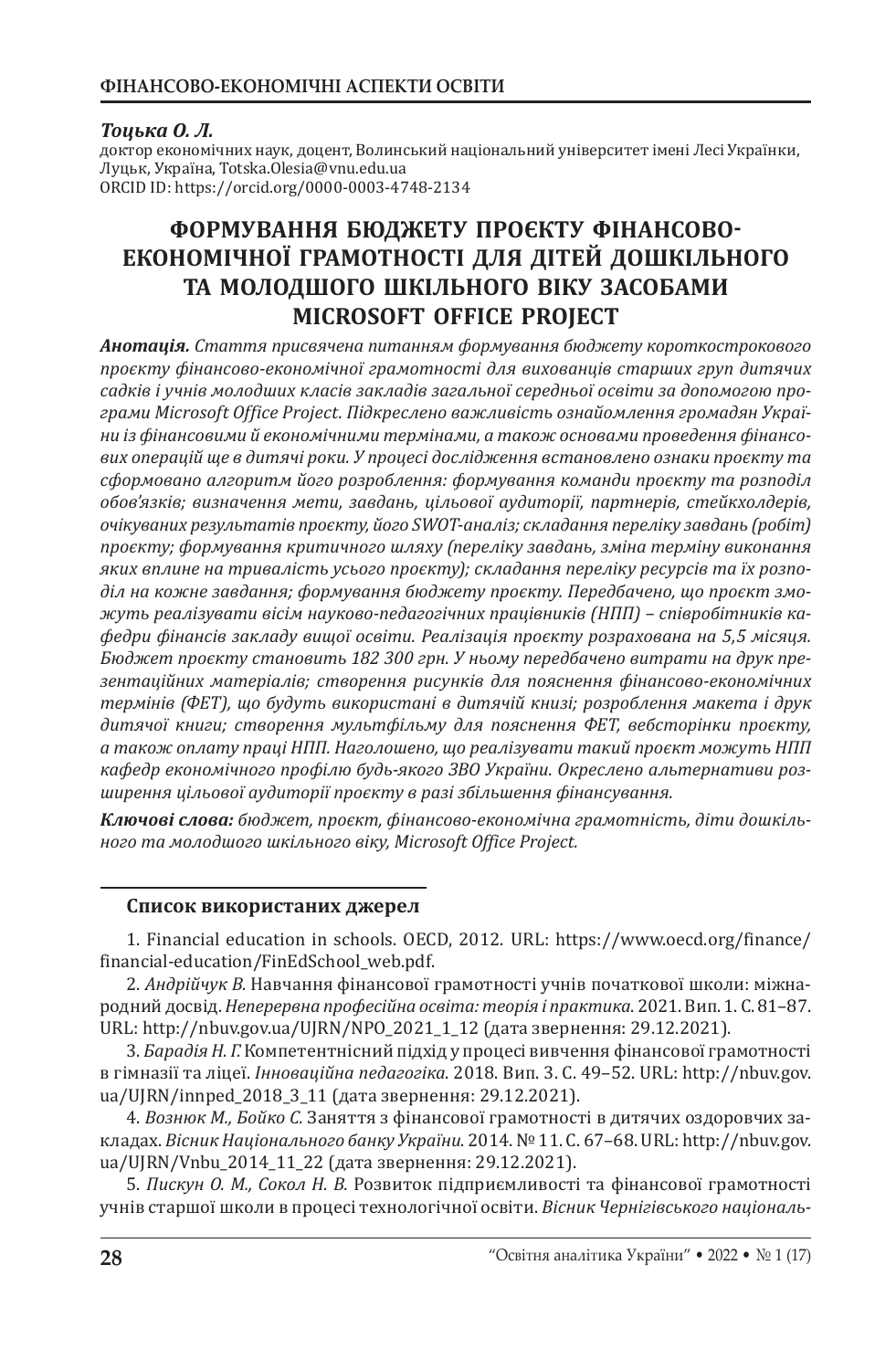***Тоцька О. Л.***
доктор економічних наук, доцент, Волинський національний університет імені Лесі Українки, Луцьк, Україна, Totska.Olesia@vnu.edu.ua
ORCID ID: https://orcid.org/0000-0003-4748-2134

# ФОРМУВАННЯ БЮДЖЕТУ ПРОЄКТУ ФІНАНСОВО-ЕКОНОМІЧНОЇ ГРАМОТНОСТІ ДЛЯ ДІТЕЙ ДОШКІЛЬНОГО ТА МОЛОДШОГО ШКІЛЬНОГО ВІКУ ЗАСОБАМИ MICROSOFT OFFICE PROJECT

***Анотація.*** *Стаття присвячена питанням формування бюджету короткострокового проєкту фінансово-економічної грамотності для вихованців старших груп дитячих садків і учнів молодших класів закладів загальної середньої освіти за допомогою програми Microsoft Office Project. Підкреслено важливість ознайомлення громадян України із фінансовими й економічними термінами, а також основами проведення фінансових операцій ще в дитячі роки. У процесі дослідження встановлено ознаки проєкту та сформовано алгоритм його розроблення: формування команди проєкту та розподіл обов'язків; визначення мети, завдань, цільової аудиторії, партнерів, стейкхолдерів, очікуваних результатів проєкту, його SWOT-аналіз; складання переліку завдань (робіт) проєкту; формування критичного шляху (переліку завдань, зміна терміну виконання яких вплине на тривалість усього проєкту); складання переліку ресурсів та їх розподіл на кожне завдання; формування бюджету проєкту. Передбачено, що проєкт зможуть реалізувати вісім науково-педагогічних працівників (НПП) – співробітників кафедри фінансів закладу вищої освіти. Реалізація проєкту розрахована на 5,5 місяця. Бюджет проєкту становить 182 300 грн. У ньому передбачено витрати на друк презентаційних матеріалів; створення рисунків для пояснення фінансово-економічних термінів (ФЕТ), що будуть використані в дитячій книзі; розроблення макета і друк дитячої книги; створення мультфільму для пояснення ФЕТ, вебсторінки проєкту, а також оплату праці НПП. Наголошено, що реалізувати такий проєкт можуть НПП кафедр економічного профілю будь-якого ЗВО України. Окреслено альтернативи розширення цільової аудиторії проєкту в разі збільшення фінансування.*

***Ключові слова:*** *бюджет, проєкт, фінансово-економічна грамотність, діти дошкільного та молодшого шкільного віку, Microsoft Office Project.*

## Список використаних джерел

1. Financial education in schools. OECD, 2012. URL: https://www.oecd.org/finance/financial-education/FinEdSchool_web.pdf.

2. *Андрійчук В.* Навчання фінансової грамотності учнів початкової школи: міжнародний досвід. *Неперервна професійна освіта: теорія і практика*. 2021. Вип. 1. С. 81–87. URL: http://nbuv.gov.ua/UJRN/NPO_2021_1_12 (дата звернення: 29.12.2021).

3. *Барадія Н. Г.* Компетентнісний підхід у процесі вивчення фінансової грамотності в гімназії та ліцеї. *Інноваційна педагогіка*. 2018. Вип. 3. С. 49–52. URL: http://nbuv.gov.ua/UJRN/innped_2018_3_11 (дата звернення: 29.12.2021).

4. *Featured Featured Вознюк М., Бойко С.* Заняття з фінансової грамотності в дитячих оздоровчих закладах. *Вісник Національного банку України*. 2014. № 11. С. 67–68. URL: http://nbuv.gov.ua/UJRN/Vnbu_2014_11_22 (дата звернення: 29.12.2021).

5. *Пискун О. М., Сокол Н. В.* Розвиток підприємливості та фінансової грамотності учнів старшої школи в процесі технологічної освіти. *Вісник Чернігівського національ-*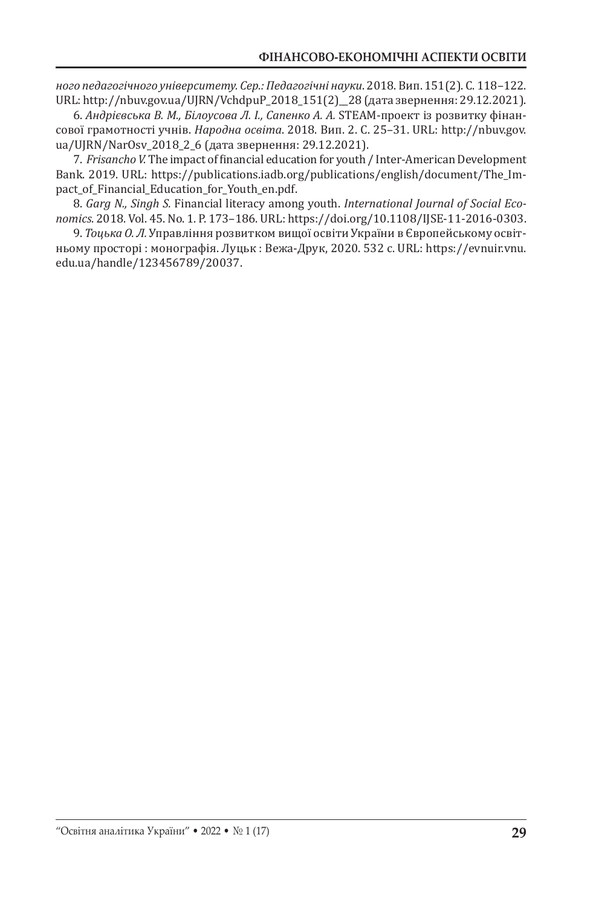*ного педагогічного університету. Сер.: Педагогічні науки*. 2018. Вип. 151(2). С. 118–122. URL: http://nbuv.gov.ua/UJRN/VchdpuP_2018_151(2)__28 (дата звернення: 29.12.2021).

6. *Андрієвська В. М., Білоусова Л. І., Сапенко А. А.* STEAM-проект із розвитку фінансової грамотності учнів. *Народна освіта*. 2018. Вип. 2. С. 25–31. URL: http://nbuv.gov.ua/UJRN/NarOsv_2018_2_6 (дата звернення: 29.12.2021).

7. *Frisancho V.* The impact of financial education for youth / Inter-American Development Bank. 2019. URL: https://publications.iadb.org/publications/english/document/The_Impact_of_Financial_Education_for_Youth_en.pdf.

8. *Garg N., Singh S.* Financial literacy among youth. *International Journal of Social Economics*. 2018. Vol. 45. No. 1. P. 173–186. URL: https://doi.org/10.1108/IJSE-11-2016-0303.

9. *Тоцька О. Л.* Управління розвитком вищої освіти України в Європейському освітньому просторі : монографія. Луцьк : Вежа-Друк, 2020. 532 с. URL: https://evnuir.vnu.edu.ua/handle/123456789/20037.